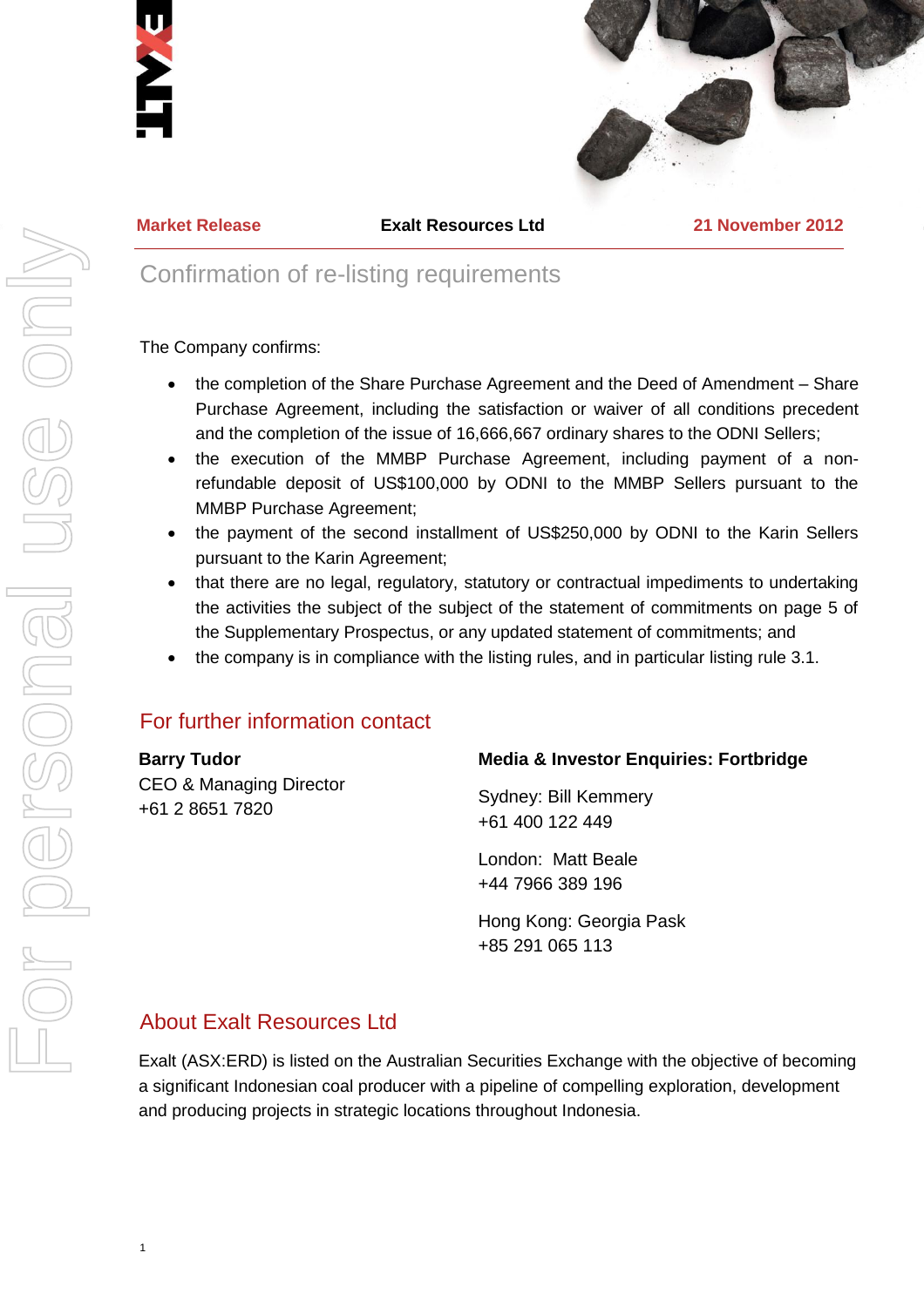**Market Release** **Exalt Resources Ltd** **21 November 2012**

# Confirmation of re-listing requirements

The Company confirms:

- the completion of the Share Purchase Agreement and the Deed of Amendment – Share Purchase Agreement, including the satisfaction or waiver of all conditions precedent and the completion of the issue of 16,666,667 ordinary shares to the ODNI Sellers;
- the execution of the MMBP Purchase Agreement, including payment of a non-refundable deposit of US$100,000 by ODNI to the MMBP Sellers pursuant to the MMBP Purchase Agreement;
- the payment of the second installment of US$250,000 by ODNI to the Karin Sellers pursuant to the Karin Agreement;
- that there are no legal, regulatory, statutory or contractual impediments to undertaking the activities the subject of the subject of the statement of commitments on page 5 of the Supplementary Prospectus, or any updated statement of commitments; and
- the company is in compliance with the listing rules, and in particular listing rule 3.1.

## For further information contact

**Barry Tudor**
CEO & Managing Director
+61 2 8651 7820

**Media & Investor Enquiries: Fortbridge**

Sydney: Bill Kemmery
+61 400 122 449

London: Matt Beale
+44 7966 389 196

Hong Kong: Georgia Pask
+85 291 065 113

## About Exalt Resources Ltd

Exalt (ASX:ERD) is listed on the Australian Securities Exchange with the objective of becoming a significant Indonesian coal producer with a pipeline of compelling exploration, development and producing projects in strategic locations throughout Indonesia.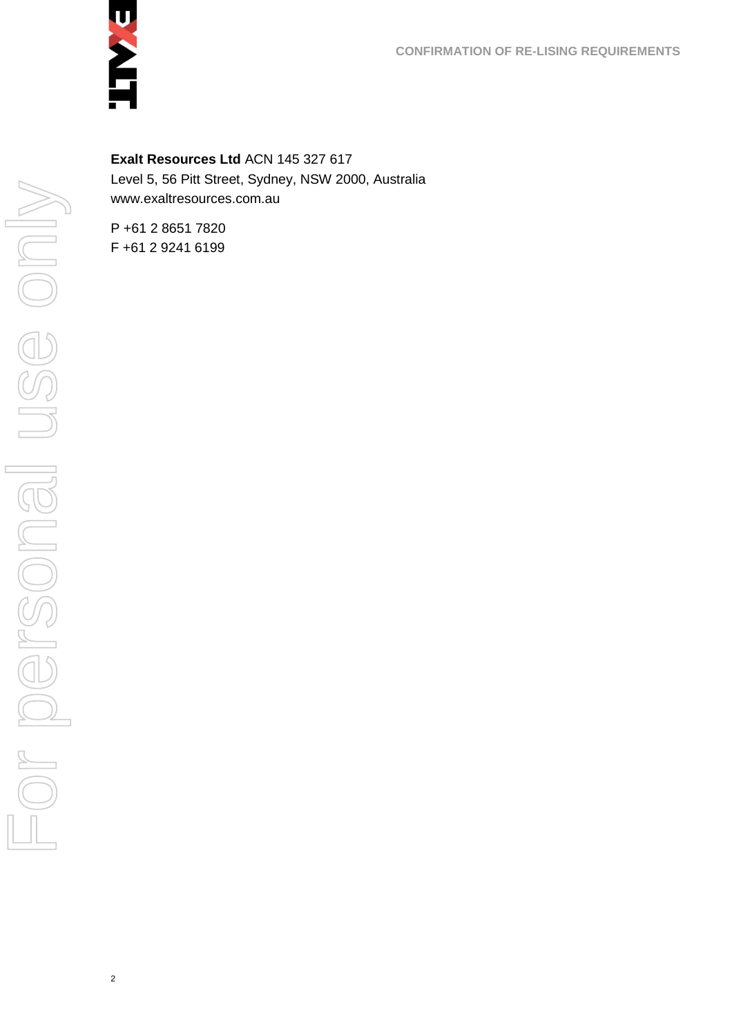**Exalt Resources Ltd** ACN 145 327 617
Level 5, 56 Pitt Street, Sydney, NSW 2000, Australia
www.exaltresources.com.au

P +61 2 8651 7820
F +61 2 9241 6199